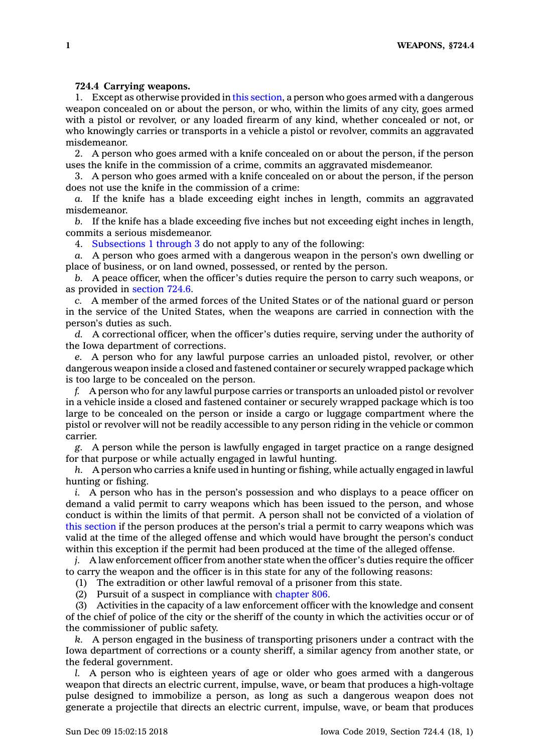**724.4 Carrying weapons.**

1. Except as otherwise provided in this section, a person who goes armed with a dangerous weapon concealed on or about the person, or who, within the limits of any city, goes armed with a pistol or revolver, or any loaded firearm of any kind, whether concealed or not, or who knowingly carries or transports in a vehicle a pistol or revolver, commits an aggravated misdemeanor.

2. A person who goes armed with a knife concealed on or about the person, if the person uses the knife in the commission of a crime, commits an aggravated misdemeanor.

3. A person who goes armed with a knife concealed on or about the person, if the person does not use the knife in the commission of a crime:

*a.* If the knife has a blade exceeding eight inches in length, commits an aggravated misdemeanor.

*b.* If the knife has a blade exceeding five inches but not exceeding eight inches in length, commits a serious misdemeanor.

4. Subsections 1 through 3 do not apply to any of the following:

*a.* A person who goes armed with a dangerous weapon in the person's own dwelling or place of business, or on land owned, possessed, or rented by the person.

*b.* A peace officer, when the officer's duties require the person to carry such weapons, or as provided in section 724.6.

*c.* A member of the armed forces of the United States or of the national guard or person in the service of the United States, when the weapons are carried in connection with the person's duties as such.

*d.* A correctional officer, when the officer's duties require, serving under the authority of the Iowa department of corrections.

*e.* A person who for any lawful purpose carries an unloaded pistol, revolver, or other dangerous weapon inside a closed and fastened container or securely wrapped package which is too large to be concealed on the person.

*f.* A person who for any lawful purpose carries or transports an unloaded pistol or revolver in a vehicle inside a closed and fastened container or securely wrapped package which is too large to be concealed on the person or inside a cargo or luggage compartment where the pistol or revolver will not be readily accessible to any person riding in the vehicle or common carrier.

*g.* A person while the person is lawfully engaged in target practice on a range designed for that purpose or while actually engaged in lawful hunting.

*h.* A person who carries a knife used in hunting or fishing, while actually engaged in lawful hunting or fishing.

*i.* A person who has in the person's possession and who displays to a peace officer on demand a valid permit to carry weapons which has been issued to the person, and whose conduct is within the limits of that permit. A person shall not be convicted of a violation of this section if the person produces at the person's trial a permit to carry weapons which was valid at the time of the alleged offense and which would have brought the person's conduct within this exception if the permit had been produced at the time of the alleged offense.

*j.* A law enforcement officer from another state when the officer's duties require the officer to carry the weapon and the officer is in this state for any of the following reasons:

(1) The extradition or other lawful removal of a prisoner from this state.

(2) Pursuit of a suspect in compliance with chapter 806.

(3) Activities in the capacity of a law enforcement officer with the knowledge and consent of the chief of police of the city or the sheriff of the county in which the activities occur or of the commissioner of public safety.

*k.* A person engaged in the business of transporting prisoners under a contract with the Iowa department of corrections or a county sheriff, a similar agency from another state, or the federal government.

*l.* A person who is eighteen years of age or older who goes armed with a dangerous weapon that directs an electric current, impulse, wave, or beam that produces a high-voltage pulse designed to immobilize a person, as long as such a dangerous weapon does not generate a projectile that directs an electric current, impulse, wave, or beam that produces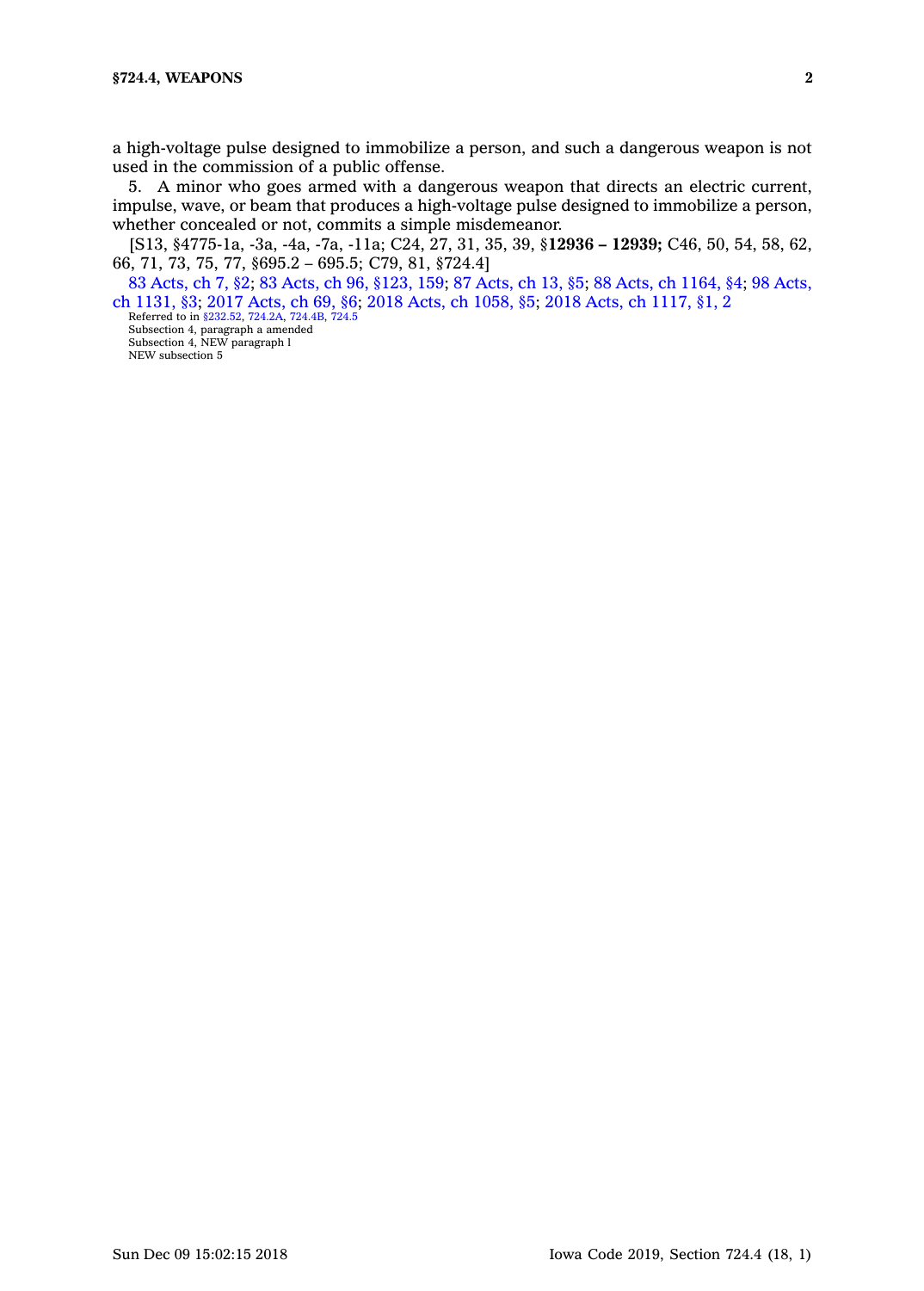a high-voltage pulse designed to immobilize a person, and such a dangerous weapon is not used in the commission of a public offense.

5. A minor who goes armed with a dangerous weapon that directs an electric current, impulse, wave, or beam that produces a high-voltage pulse designed to immobilize a person, whether concealed or not, commits a simple misdemeanor.

[S13, §4775-1a, -3a, -4a, -7a, -11a; C24, 27, 31, 35, 39, §**12936 – 12939;** C46, 50, 54, 58, 62, 66, 71, 73, 75, 77, §695.2 – 695.5; C79, 81, §724.4]

83 Acts, ch 7, §2; 83 Acts, ch 96, §123, 159; 87 Acts, ch 13, §5; 88 Acts, ch 1164, §4; 98 Acts, ch 1131, §3; 2017 Acts, ch 69, §6; 2018 Acts, ch 1058, §5; 2018 Acts, ch 1117, §1, 2

Referred to in §232.52, 724.2A, 724.4B, 724.5
Subsection 4, paragraph a amended
Subsection 4, NEW paragraph l
NEW subsection 5